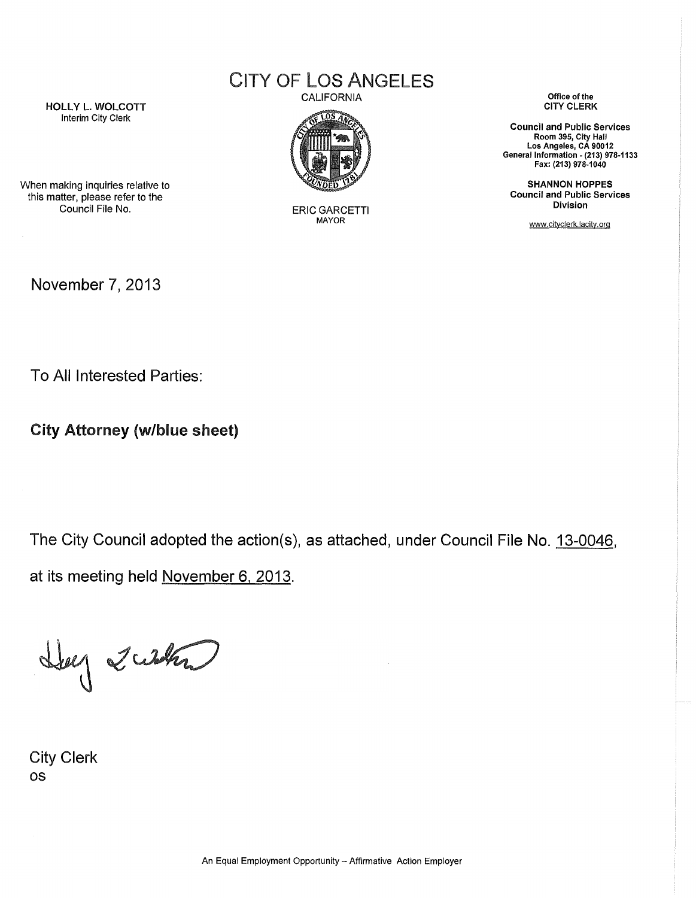HOLLY L. WOLCOTT
Interim City Clerk

When making inquiries relative to this matter, please refer to the Council File No.

# CITY OF LOS ANGELES

CALIFORNIA

ERIC GARCETTI
MAYOR

Office of the
CITY CLERK

Council and Public Services
Room 395, City Hall
Los Angeles, CA 90012
General Information - (213) 978-1133
Fax: (213) 978-1040

SHANNON HOPPES
Council and Public Services Division

www.cityclerk.lacity.org

November 7, 2013

To All Interested Parties:

**City Attorney (w/blue sheet)**

The City Council adopted the action(s), as attached, under Council File No. 13-0046, at its meeting held November 6, 2013.

City Clerk
os

An Equal Employment Opportunity – Affirmative Action Employer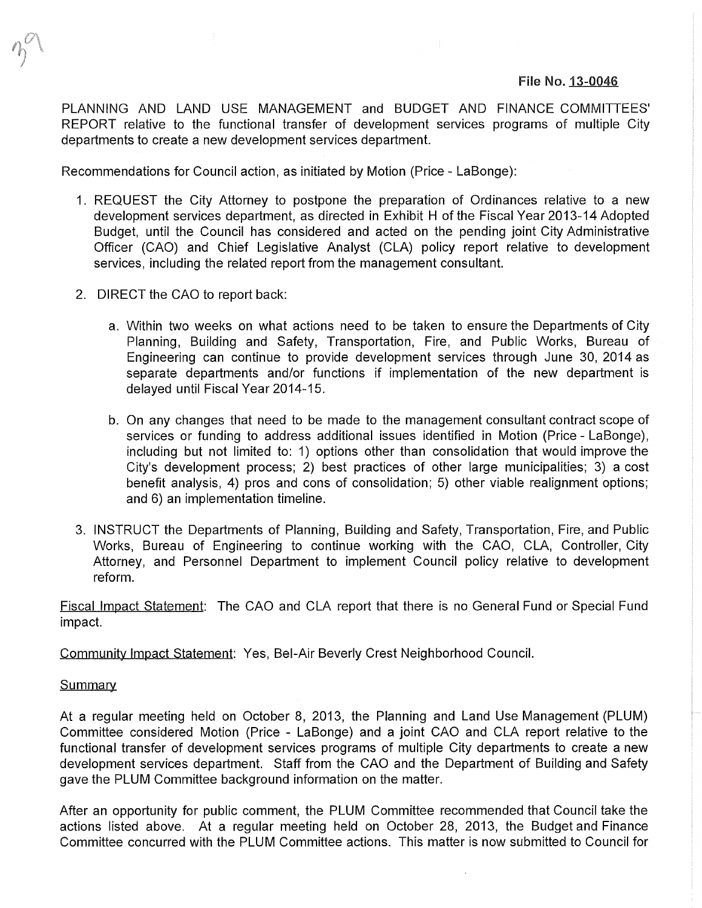File No. 13-0046

PLANNING AND LAND USE MANAGEMENT and BUDGET AND FINANCE COMMITTEES' REPORT relative to the functional transfer of development services programs of multiple City departments to create a new development services department.

Recommendations for Council action, as initiated by Motion (Price - LaBonge):

1. REQUEST the City Attorney to postpone the preparation of Ordinances relative to a new development services department, as directed in Exhibit H of the Fiscal Year 2013-14 Adopted Budget, until the Council has considered and acted on the pending joint City Administrative Officer (CAO) and Chief Legislative Analyst (CLA) policy report relative to development services, including the related report from the management consultant.

2. DIRECT the CAO to report back:

   a. Within two weeks on what actions need to be taken to ensure the Departments of City Planning, Building and Safety, Transportation, Fire, and Public Works, Bureau of Engineering can continue to provide development services through June 30, 2014 as separate departments and/or functions if implementation of the new department is delayed until Fiscal Year 2014-15.

   b. On any changes that need to be made to the management consultant contract scope of services or funding to address additional issues identified in Motion (Price - LaBonge), including but not limited to: 1) options other than consolidation that would improve the City's development process; 2) best practices of other large municipalities; 3) a cost benefit analysis, 4) pros and cons of consolidation; 5) other viable realignment options; and 6) an implementation timeline.

3. INSTRUCT the Departments of Planning, Building and Safety, Transportation, Fire, and Public Works, Bureau of Engineering to continue working with the CAO, CLA, Controller, City Attorney, and Personnel Department to implement Council policy relative to development reform.

Fiscal Impact Statement: The CAO and CLA report that there is no General Fund or Special Fund impact.

Community Impact Statement: Yes, Bel-Air Beverly Crest Neighborhood Council.

Summary

At a regular meeting held on October 8, 2013, the Planning and Land Use Management (PLUM) Committee considered Motion (Price - LaBonge) and a joint CAO and CLA report relative to the functional transfer of development services programs of multiple City departments to create a new development services department. Staff from the CAO and the Department of Building and Safety gave the PLUM Committee background information on the matter.

After an opportunity for public comment, the PLUM Committee recommended that Council take the actions listed above. At a regular meeting held on October 28, 2013, the Budget and Finance Committee concurred with the PLUM Committee actions. This matter is now submitted to Council for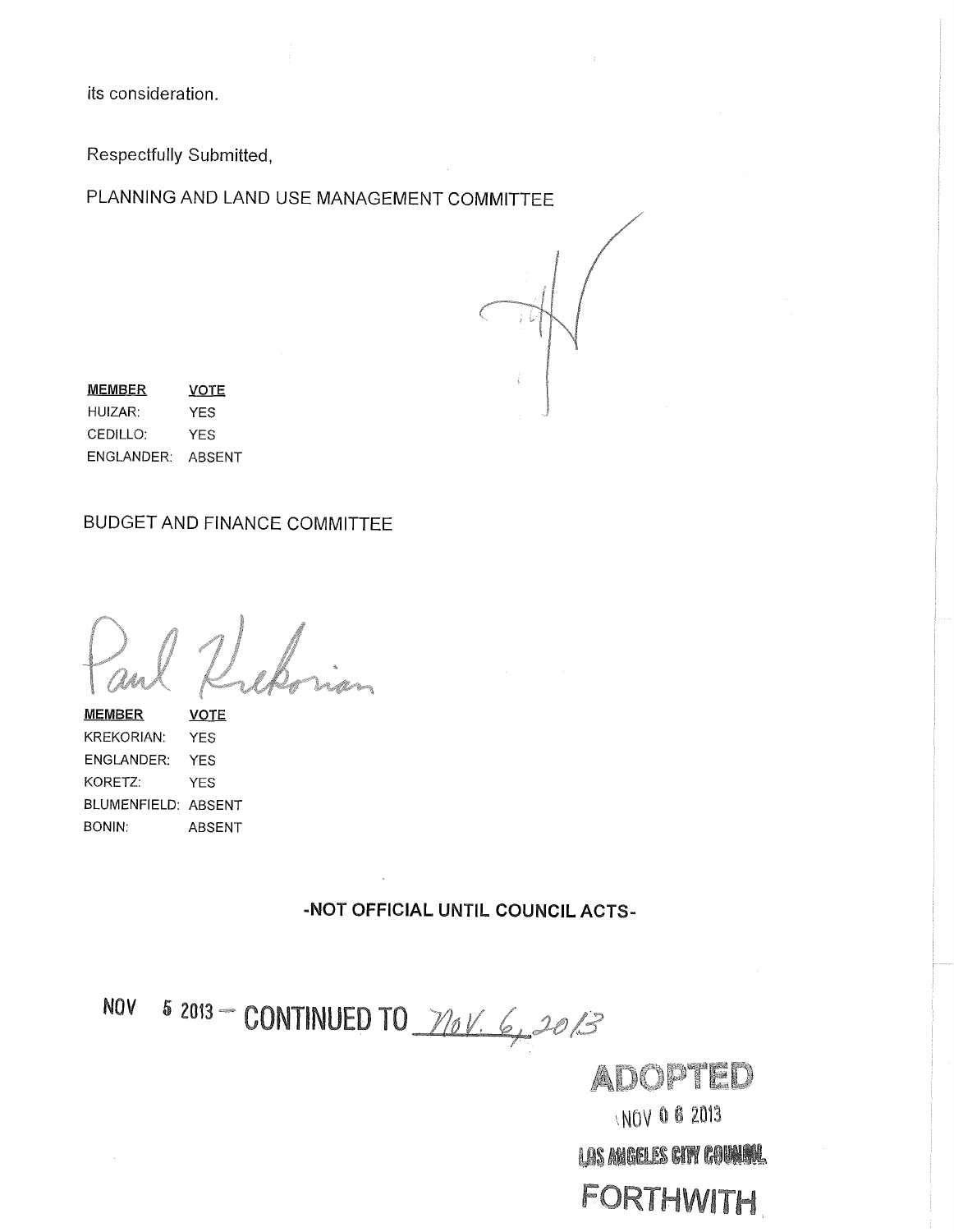its consideration.

Respectfully Submitted,

PLANNING AND LAND USE MANAGEMENT COMMITTEE

| MEMBER | VOTE |
| --- | --- |
| HUIZAR: | YES |
| CEDILLO: | YES |
| ENGLANDER: | ABSENT |

BUDGET AND FINANCE COMMITTEE

Paul Krekorian

| MEMBER | VOTE |
| --- | --- |
| KREKORIAN: | YES |
| ENGLANDER: | YES |
| KORETZ: | YES |
| BLUMENFIELD: | ABSENT |
| BONIN: | ABSENT |

**-NOT OFFICIAL UNTIL COUNCIL ACTS-**

NOV 5 2013 – CONTINUED TO Nov. 6, 2013

ADOPTED

NOV 06 2013

LOS ANGELES CITY COUNCIL

FORTHWITH